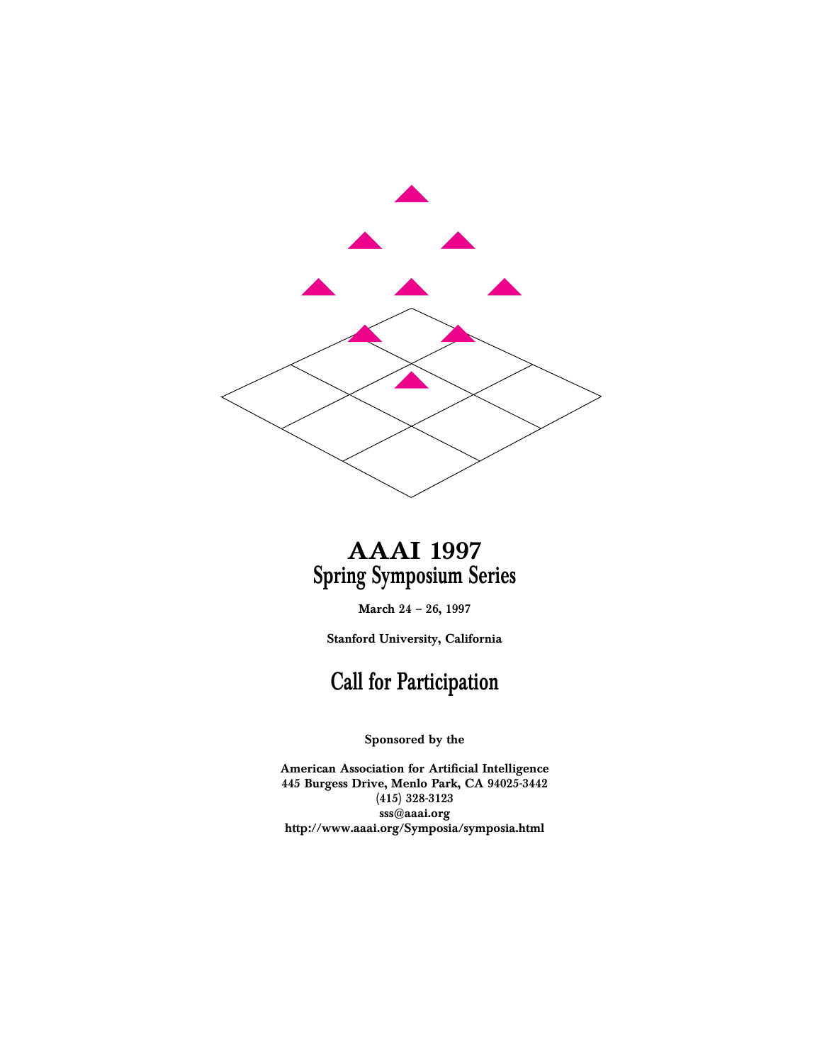# AAAI 1997
## Spring Symposium Series

**March 24 – 26, 1997**

**Stanford University, California**

## Call for Participation

**Sponsored by the**

**American Association for Artificial Intelligence**
**445 Burgess Drive, Menlo Park, CA 94025-3442**
**(415) 328-3123**
**sss@aaai.org**
**http://www.aaai.org/Symposia/symposia.html**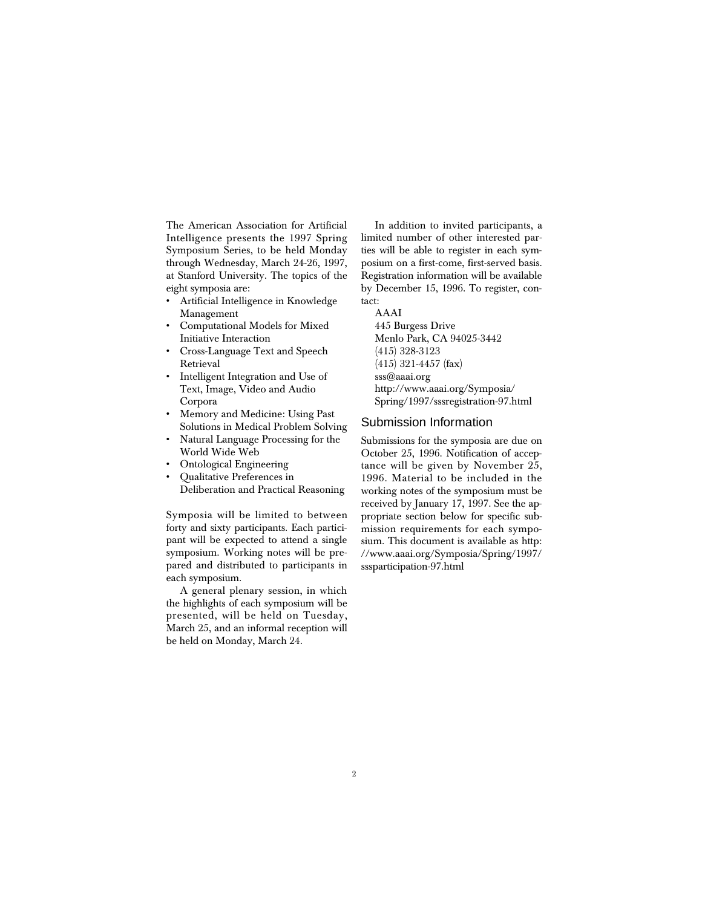The American Association for Artificial Intelligence presents the 1997 Spring Symposium Series, to be held Monday through Wednesday, March 24-26, 1997, at Stanford University. The topics of the eight symposia are:

- Artificial Intelligence in Knowledge Management
- Computational Models for Mixed Initiative Interaction
- Cross-Language Text and Speech Retrieval
- Intelligent Integration and Use of Text, Image, Video and Audio Corpora
- Memory and Medicine: Using Past Solutions in Medical Problem Solving
- Natural Language Processing for the World Wide Web
- Ontological Engineering
- Qualitative Preferences in Deliberation and Practical Reasoning

Symposia will be limited to between forty and sixty participants. Each participant will be expected to attend a single symposium. Working notes will be prepared and distributed to participants in each symposium.

A general plenary session, in which the highlights of each symposium will be presented, will be held on Tuesday, March 25, and an informal reception will be held on Monday, March 24.

In addition to invited participants, a limited number of other interested parties will be able to register in each symposium on a first-come, first-served basis. Registration information will be available by December 15, 1996. To register, contact:

AAAI
445 Burgess Drive
Menlo Park, CA 94025-3442
(415) 328-3123
(415) 321-4457 (fax)
sss@aaai.org
http://www.aaai.org/Symposia/Spring/1997/sssregistration-97.html

## Submission Information

Submissions for the symposia are due on October 25, 1996. Notification of acceptance will be given by November 25, 1996. Material to be included in the working notes of the symposium must be received by January 17, 1997. See the appropriate section below for specific submission requirements for each symposium. This document is available as http://www.aaai.org/Symposia/Spring/1997/sssparticipation-97.html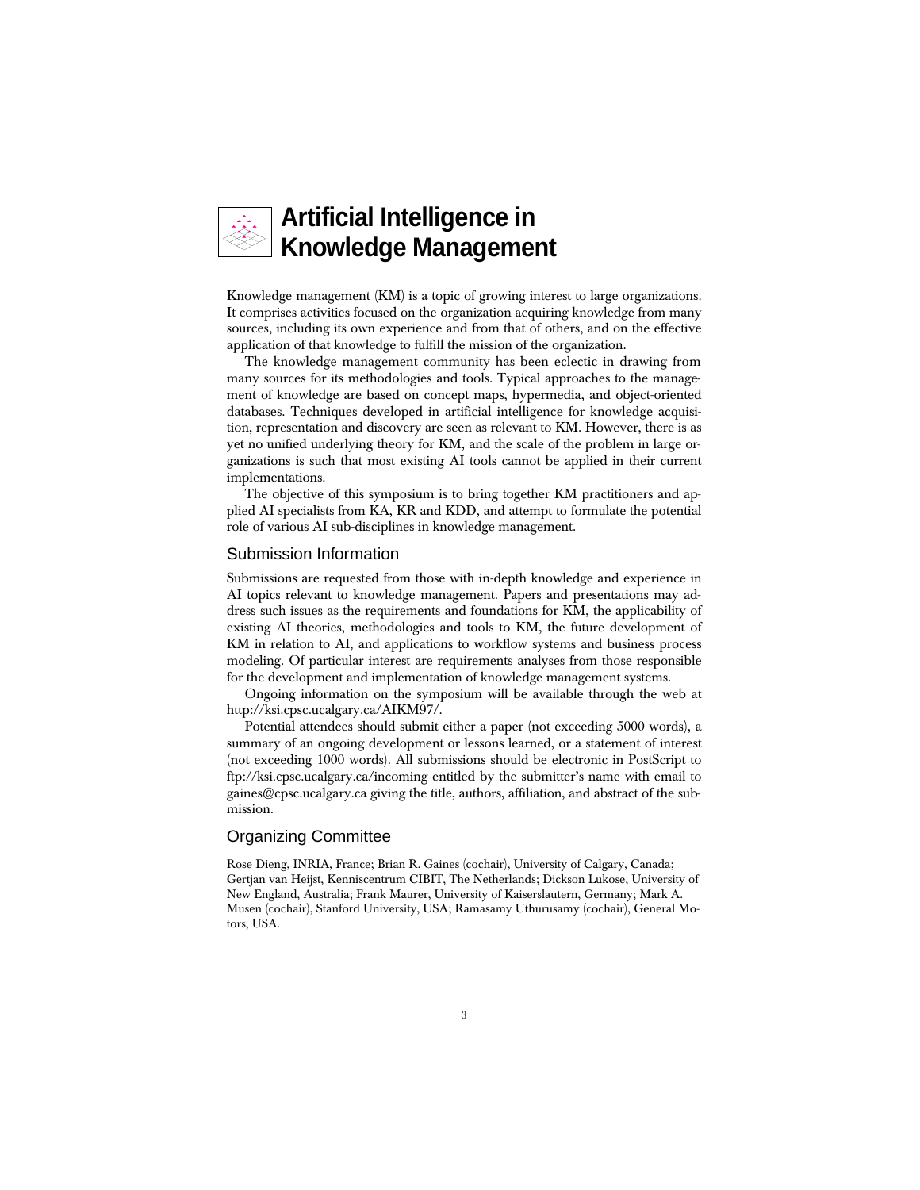# Artificial Intelligence in Knowledge Management

Knowledge management (KM) is a topic of growing interest to large organizations. It comprises activities focused on the organization acquiring knowledge from many sources, including its own experience and from that of others, and on the effective application of that knowledge to fulfill the mission of the organization.

The knowledge management community has been eclectic in drawing from many sources for its methodologies and tools. Typical approaches to the management of knowledge are based on concept maps, hypermedia, and object-oriented databases. Techniques developed in artificial intelligence for knowledge acquisition, representation and discovery are seen as relevant to KM. However, there is as yet no unified underlying theory for KM, and the scale of the problem in large organizations is such that most existing AI tools cannot be applied in their current implementations.

The objective of this symposium is to bring together KM practitioners and applied AI specialists from KA, KR and KDD, and attempt to formulate the potential role of various AI sub-disciplines in knowledge management.

## Submission Information

Submissions are requested from those with in-depth knowledge and experience in AI topics relevant to knowledge management. Papers and presentations may address such issues as the requirements and foundations for KM, the applicability of existing AI theories, methodologies and tools to KM, the future development of KM in relation to AI, and applications to workflow systems and business process modeling. Of particular interest are requirements analyses from those responsible for the development and implementation of knowledge management systems.

Ongoing information on the symposium will be available through the web at http://ksi.cpsc.ucalgary.ca/AIKM97/.

Potential attendees should submit either a paper (not exceeding 5000 words), a summary of an ongoing development or lessons learned, or a statement of interest (not exceeding 1000 words). All submissions should be electronic in PostScript to ftp://ksi.cpsc.ucalgary.ca/incoming entitled by the submitter's name with email to gaines@cpsc.ucalgary.ca giving the title, authors, affiliation, and abstract of the submission.

## Organizing Committee

Rose Dieng, INRIA, France; Brian R. Gaines (cochair), University of Calgary, Canada; Gertjan van Heijst, Kenniscentrum CIBIT, The Netherlands; Dickson Lukose, University of New England, Australia; Frank Maurer, University of Kaiserslautern, Germany; Mark A. Musen (cochair), Stanford University, USA; Ramasamy Uthurusamy (cochair), General Motors, USA.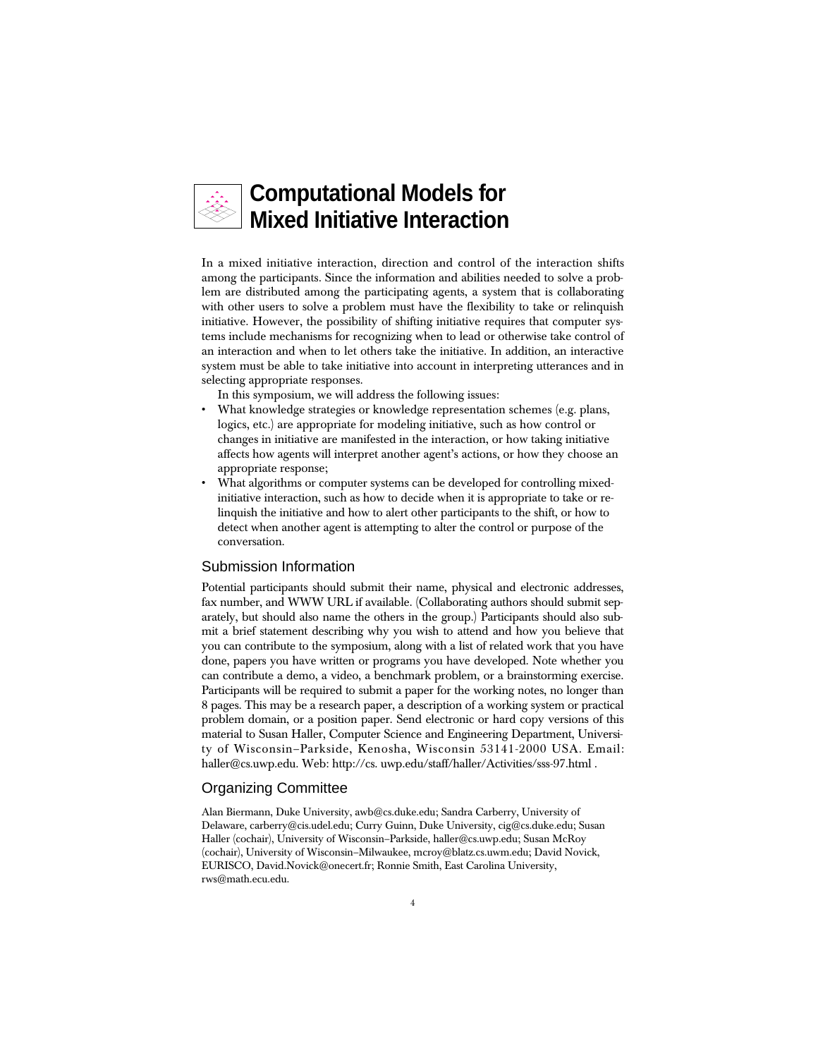# Computational Models for Mixed Initiative Interaction

In a mixed initiative interaction, direction and control of the interaction shifts among the participants. Since the information and abilities needed to solve a problem are distributed among the participating agents, a system that is collaborating with other users to solve a problem must have the flexibility to take or relinquish initiative. However, the possibility of shifting initiative requires that computer systems include mechanisms for recognizing when to lead or otherwise take control of an interaction and when to let others take the initiative. In addition, an interactive system must be able to take initiative into account in interpreting utterances and in selecting appropriate responses.

In this symposium, we will address the following issues:

- What knowledge strategies or knowledge representation schemes (e.g. plans, logics, etc.) are appropriate for modeling initiative, such as how control or changes in initiative are manifested in the interaction, or how taking initiative affects how agents will interpret another agent's actions, or how they choose an appropriate response;
- What algorithms or computer systems can be developed for controlling mixed-initiative interaction, such as how to decide when it is appropriate to take or relinquish the initiative and how to alert other participants to the shift, or how to detect when another agent is attempting to alter the control or purpose of the conversation.

## Submission Information

Potential participants should submit their name, physical and electronic addresses, fax number, and WWW URL if available. (Collaborating authors should submit separately, but should also name the others in the group.) Participants should also submit a brief statement describing why you wish to attend and how you believe that you can contribute to the symposium, along with a list of related work that you have done, papers you have written or programs you have developed. Note whether you can contribute a demo, a video, a benchmark problem, or a brainstorming exercise. Participants will be required to submit a paper for the working notes, no longer than 8 pages. This may be a research paper, a description of a working system or practical problem domain, or a position paper. Send electronic or hard copy versions of this material to Susan Haller, Computer Science and Engineering Department, University of Wisconsin–Parkside, Kenosha, Wisconsin 53141-2000 USA. Email: haller@cs.uwp.edu. Web: http://cs. uwp.edu/staff/haller/Activities/sss-97.html .

## Organizing Committee

Alan Biermann, Duke University, awb@cs.duke.edu; Sandra Carberry, University of Delaware, carberry@cis.udel.edu; Curry Guinn, Duke University, cig@cs.duke.edu; Susan Haller (cochair), University of Wisconsin–Parkside, haller@cs.uwp.edu; Susan McRoy (cochair), University of Wisconsin–Milwaukee, mcroy@blatz.cs.uwm.edu; David Novick, EURISCO, David.Novick@onecert.fr; Ronnie Smith, East Carolina University, rws@math.ecu.edu.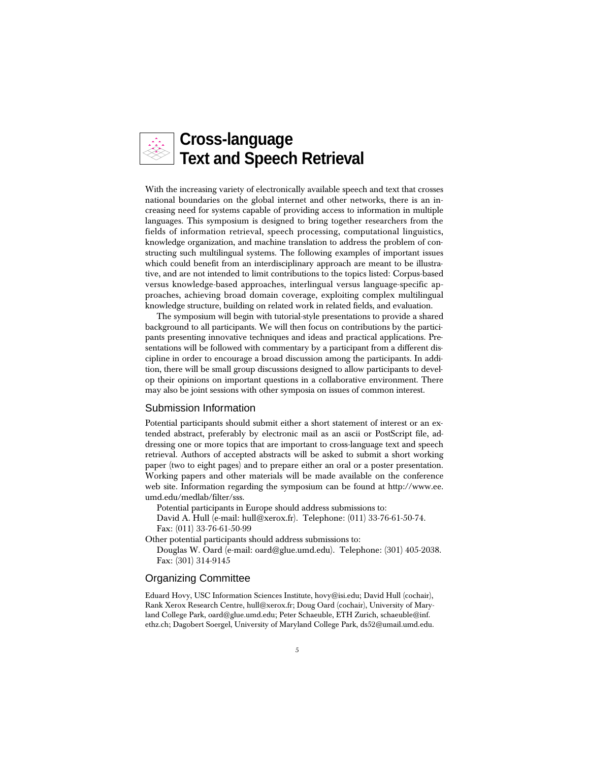# Cross-language Text and Speech Retrieval

With the increasing variety of electronically available speech and text that crosses national boundaries on the global internet and other networks, there is an increasing need for systems capable of providing access to information in multiple languages. This symposium is designed to bring together researchers from the fields of information retrieval, speech processing, computational linguistics, knowledge organization, and machine translation to address the problem of constructing such multilingual systems. The following examples of important issues which could benefit from an interdisciplinary approach are meant to be illustrative, and are not intended to limit contributions to the topics listed: Corpus-based versus knowledge-based approaches, interlingual versus language-specific approaches, achieving broad domain coverage, exploiting complex multilingual knowledge structure, building on related work in related fields, and evaluation.

The symposium will begin with tutorial-style presentations to provide a shared background to all participants. We will then focus on contributions by the participants presenting innovative techniques and ideas and practical applications. Presentations will be followed with commentary by a participant from a different discipline in order to encourage a broad discussion among the participants. In addition, there will be small group discussions designed to allow participants to develop their opinions on important questions in a collaborative environment. There may also be joint sessions with other symposia on issues of common interest.

## Submission Information

Potential participants should submit either a short statement of interest or an extended abstract, preferably by electronic mail as an ascii or PostScript file, addressing one or more topics that are important to cross-language text and speech retrieval. Authors of accepted abstracts will be asked to submit a short working paper (two to eight pages) and to prepare either an oral or a poster presentation. Working papers and other materials will be made available on the conference web site. Information regarding the symposium can be found at http://www.ee.umd.edu/medlab/filter/sss.

Potential participants in Europe should address submissions to:

David A. Hull (e-mail: hull@xerox.fr). Telephone: (011) 33-76-61-50-74. Fax: (011) 33-76-61-50-99

Other potential participants should address submissions to:

Douglas W. Oard (e-mail: oard@glue.umd.edu). Telephone: (301) 405-2038. Fax: (301) 314-9145

## Organizing Committee

Eduard Hovy, USC Information Sciences Institute, hovy@isi.edu; David Hull (cochair), Rank Xerox Research Centre, hull@xerox.fr; Doug Oard (cochair), University of Maryland College Park, oard@glue.umd.edu; Peter Schaeuble, ETH Zurich, schaeuble@inf.ethz.ch; Dagobert Soergel, University of Maryland College Park, ds52@umail.umd.edu.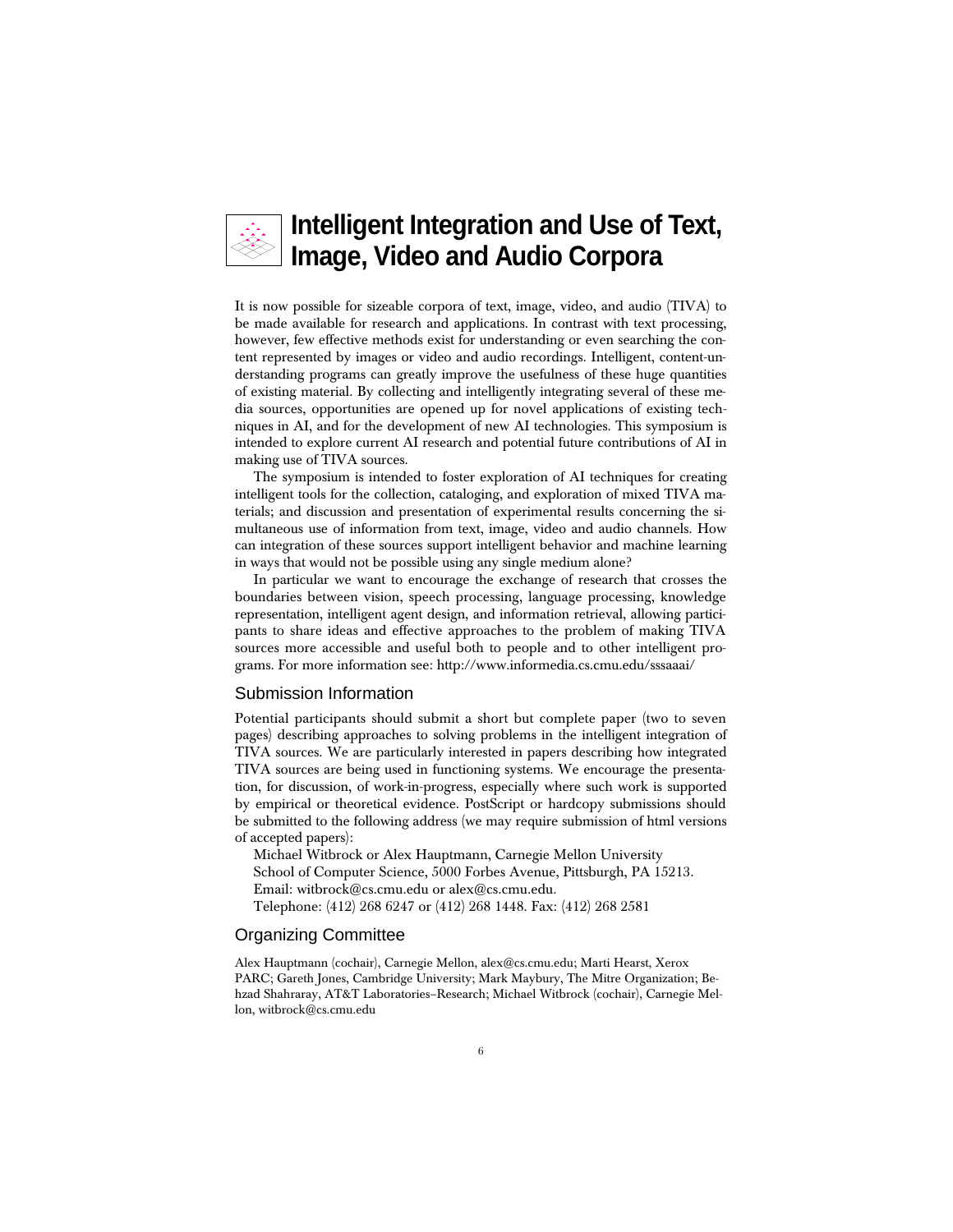# Intelligent Integration and Use of Text, Image, Video and Audio Corpora

It is now possible for sizeable corpora of text, image, video, and audio (TIVA) to be made available for research and applications. In contrast with text processing, however, few effective methods exist for understanding or even searching the content represented by images or video and audio recordings. Intelligent, content-understanding programs can greatly improve the usefulness of these huge quantities of existing material. By collecting and intelligently integrating several of these media sources, opportunities are opened up for novel applications of existing techniques in AI, and for the development of new AI technologies. This symposium is intended to explore current AI research and potential future contributions of AI in making use of TIVA sources.

The symposium is intended to foster exploration of AI techniques for creating intelligent tools for the collection, cataloging, and exploration of mixed TIVA materials; and discussion and presentation of experimental results concerning the simultaneous use of information from text, image, video and audio channels. How can integration of these sources support intelligent behavior and machine learning in ways that would not be possible using any single medium alone?

In particular we want to encourage the exchange of research that crosses the boundaries between vision, speech processing, language processing, knowledge representation, intelligent agent design, and information retrieval, allowing participants to share ideas and effective approaches to the problem of making TIVA sources more accessible and useful both to people and to other intelligent programs. For more information see: http://www.informedia.cs.cmu.edu/sssaaai/

## Submission Information

Potential participants should submit a short but complete paper (two to seven pages) describing approaches to solving problems in the intelligent integration of TIVA sources. We are particularly interested in papers describing how integrated TIVA sources are being used in functioning systems. We encourage the presentation, for discussion, of work-in-progress, especially where such work is supported by empirical or theoretical evidence. PostScript or hardcopy submissions should be submitted to the following address (we may require submission of html versions of accepted papers):

Michael Witbrock or Alex Hauptmann, Carnegie Mellon University
School of Computer Science, 5000 Forbes Avenue, Pittsburgh, PA 15213.
Email: witbrock@cs.cmu.edu or alex@cs.cmu.edu.
Telephone: (412) 268 6247 or (412) 268 1448. Fax: (412) 268 2581

## Organizing Committee

Alex Hauptmann (cochair), Carnegie Mellon, alex@cs.cmu.edu; Marti Hearst, Xerox PARC; Gareth Jones, Cambridge University; Mark Maybury, The Mitre Organization; Behzad Shahraray, AT&T Laboratories–Research; Michael Witbrock (cochair), Carnegie Mellon, witbrock@cs.cmu.edu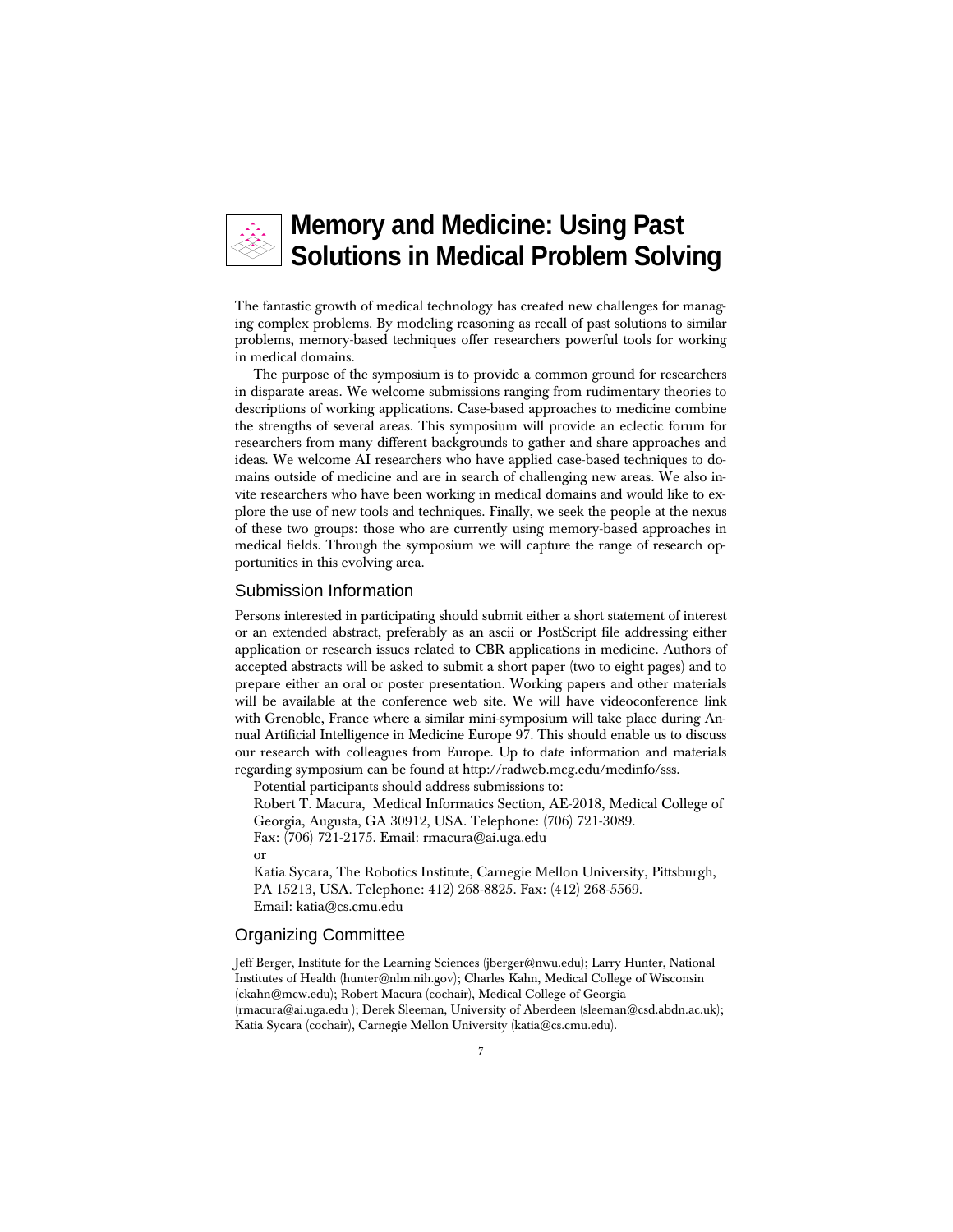# Memory and Medicine: Using Past Solutions in Medical Problem Solving

The fantastic growth of medical technology has created new challenges for managing complex problems. By modeling reasoning as recall of past solutions to similar problems, memory-based techniques offer researchers powerful tools for working in medical domains.

The purpose of the symposium is to provide a common ground for researchers in disparate areas. We welcome submissions ranging from rudimentary theories to descriptions of working applications. Case-based approaches to medicine combine the strengths of several areas. This symposium will provide an eclectic forum for researchers from many different backgrounds to gather and share approaches and ideas. We welcome AI researchers who have applied case-based techniques to domains outside of medicine and are in search of challenging new areas. We also invite researchers who have been working in medical domains and would like to explore the use of new tools and techniques. Finally, we seek the people at the nexus of these two groups: those who are currently using memory-based approaches in medical fields. Through the symposium we will capture the range of research opportunities in this evolving area.

## Submission Information

Persons interested in participating should submit either a short statement of interest or an extended abstract, preferably as an ascii or PostScript file addressing either application or research issues related to CBR applications in medicine. Authors of accepted abstracts will be asked to submit a short paper (two to eight pages) and to prepare either an oral or poster presentation. Working papers and other materials will be available at the conference web site. We will have videoconference link with Grenoble, France where a similar mini-symposium will take place during Annual Artificial Intelligence in Medicine Europe 97. This should enable us to discuss our research with colleagues from Europe. Up to date information and materials regarding symposium can be found at http://radweb.mcg.edu/medinfo/sss.

Potential participants should address submissions to:

Robert T. Macura, Medical Informatics Section, AE-2018, Medical College of Georgia, Augusta, GA 30912, USA. Telephone: (706) 721-3089.
Fax: (706) 721-2175. Email: rmacura@ai.uga.edu

or

Katia Sycara, The Robotics Institute, Carnegie Mellon University, Pittsburgh, PA 15213, USA. Telephone: 412) 268-8825. Fax: (412) 268-5569.
Email: katia@cs.cmu.edu

## Organizing Committee

Jeff Berger, Institute for the Learning Sciences (jberger@nwu.edu); Larry Hunter, National Institutes of Health (hunter@nlm.nih.gov); Charles Kahn, Medical College of Wisconsin (ckahn@mcw.edu); Robert Macura (cochair), Medical College of Georgia (rmacura@ai.uga.edu ); Derek Sleeman, University of Aberdeen (sleeman@csd.abdn.ac.uk); Katia Sycara (cochair), Carnegie Mellon University (katia@cs.cmu.edu).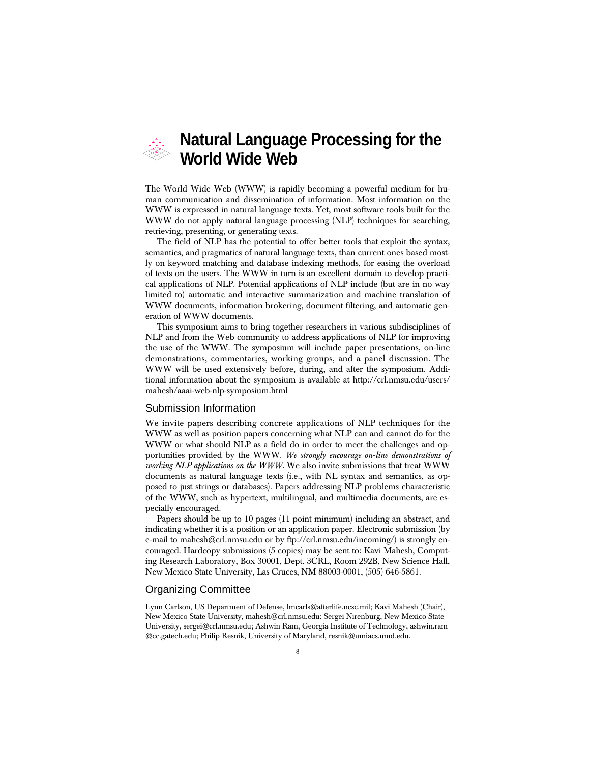# Natural Language Processing for the World Wide Web

The World Wide Web (WWW) is rapidly becoming a powerful medium for human communication and dissemination of information. Most information on the WWW is expressed in natural language texts. Yet, most software tools built for the WWW do not apply natural language processing (NLP) techniques for searching, retrieving, presenting, or generating texts.

The field of NLP has the potential to offer better tools that exploit the syntax, semantics, and pragmatics of natural language texts, than current ones based mostly on keyword matching and database indexing methods, for easing the overload of texts on the users. The WWW in turn is an excellent domain to develop practical applications of NLP. Potential applications of NLP include (but are in no way limited to) automatic and interactive summarization and machine translation of WWW documents, information brokering, document filtering, and automatic generation of WWW documents.

This symposium aims to bring together researchers in various subdisciplines of NLP and from the Web community to address applications of NLP for improving the use of the WWW. The symposium will include paper presentations, on-line demonstrations, commentaries, working groups, and a panel discussion. The WWW will be used extensively before, during, and after the symposium. Additional information about the symposium is available at http://crl.nmsu.edu/users/mahesh/aaai-web-nlp-symposium.html

## Submission Information

We invite papers describing concrete applications of NLP techniques for the WWW as well as position papers concerning what NLP can and cannot do for the WWW or what should NLP as a field do in order to meet the challenges and opportunities provided by the WWW. *We strongly encourage on-line demonstrations of working NLP applications on the WWW.* We also invite submissions that treat WWW documents as natural language texts (i.e., with NL syntax and semantics, as opposed to just strings or databases). Papers addressing NLP problems characteristic of the WWW, such as hypertext, multilingual, and multimedia documents, are especially encouraged.

Papers should be up to 10 pages (11 point minimum) including an abstract, and indicating whether it is a position or an application paper. Electronic submission (by e-mail to mahesh@crl.nmsu.edu or by ftp://crl.nmsu.edu/incoming/) is strongly encouraged. Hardcopy submissions (5 copies) may be sent to: Kavi Mahesh, Computing Research Laboratory, Box 30001, Dept. 3CRL, Room 292B, New Science Hall, New Mexico State University, Las Cruces, NM 88003-0001, (505) 646-5861.

## Organizing Committee

Lynn Carlson, US Department of Defense, lmcarls@afterlife.ncsc.mil; Kavi Mahesh (Chair), New Mexico State University, mahesh@crl.nmsu.edu; Sergei Nirenburg, New Mexico State University, sergei@crl.nmsu.edu; Ashwin Ram, Georgia Institute of Technology, ashwin.ram@cc.gatech.edu; Philip Resnik, University of Maryland, resnik@umiacs.umd.edu.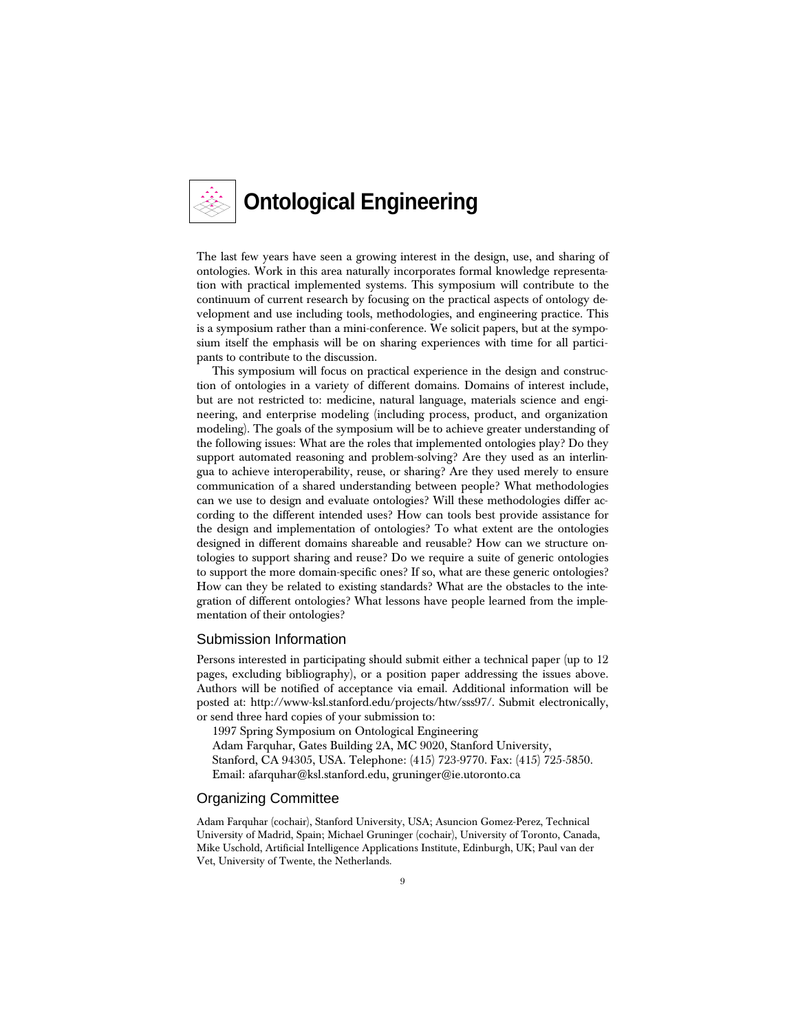# Ontological Engineering

The last few years have seen a growing interest in the design, use, and sharing of ontologies. Work in this area naturally incorporates formal knowledge representation with practical implemented systems. This symposium will contribute to the continuum of current research by focusing on the practical aspects of ontology development and use including tools, methodologies, and engineering practice. This is a symposium rather than a mini-conference. We solicit papers, but at the symposium itself the emphasis will be on sharing experiences with time for all participants to contribute to the discussion.

This symposium will focus on practical experience in the design and construction of ontologies in a variety of different domains. Domains of interest include, but are not restricted to: medicine, natural language, materials science and engineering, and enterprise modeling (including process, product, and organization modeling). The goals of the symposium will be to achieve greater understanding of the following issues: What are the roles that implemented ontologies play? Do they support automated reasoning and problem-solving? Are they used as an interlingua to achieve interoperability, reuse, or sharing? Are they used merely to ensure communication of a shared understanding between people? What methodologies can we use to design and evaluate ontologies? Will these methodologies differ according to the different intended uses? How can tools best provide assistance for the design and implementation of ontologies? To what extent are the ontologies designed in different domains shareable and reusable? How can we structure ontologies to support sharing and reuse? Do we require a suite of generic ontologies to support the more domain-specific ones? If so, what are these generic ontologies? How can they be related to existing standards? What are the obstacles to the integration of different ontologies? What lessons have people learned from the implementation of their ontologies?

## Submission Information

Persons interested in participating should submit either a technical paper (up to 12 pages, excluding bibliography), or a position paper addressing the issues above. Authors will be notified of acceptance via email. Additional information will be posted at: http://www-ksl.stanford.edu/projects/htw/sss97/. Submit electronically, or send three hard copies of your submission to:

1997 Spring Symposium on Ontological Engineering
Adam Farquhar, Gates Building 2A, MC 9020, Stanford University,
Stanford, CA 94305, USA. Telephone: (415) 723-9770. Fax: (415) 725-5850.
Email: afarquhar@ksl.stanford.edu, gruninger@ie.utoronto.ca

## Organizing Committee

Adam Farquhar (cochair), Stanford University, USA; Asuncion Gomez-Perez, Technical University of Madrid, Spain; Michael Gruninger (cochair), University of Toronto, Canada, Mike Uschold, Artificial Intelligence Applications Institute, Edinburgh, UK; Paul van der Vet, University of Twente, the Netherlands.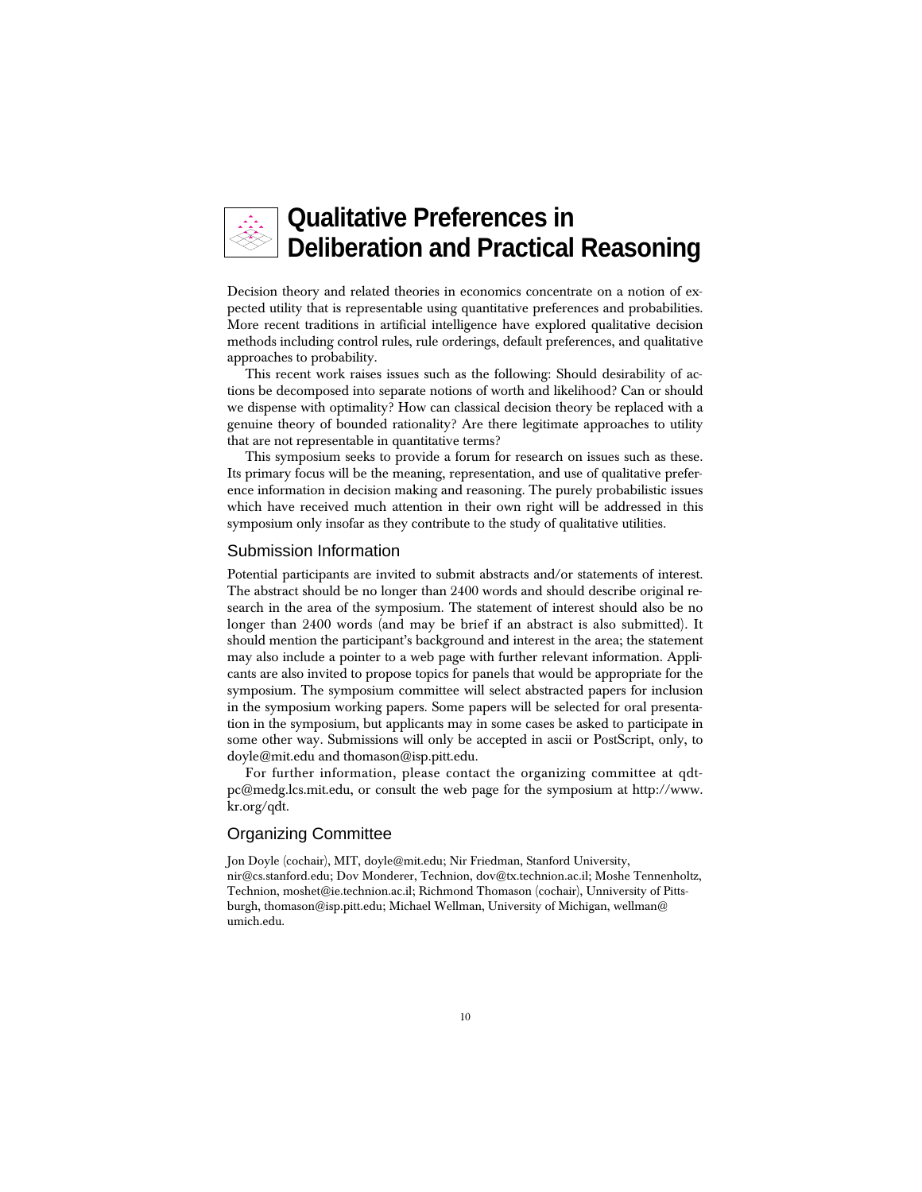# Qualitative Preferences in Deliberation and Practical Reasoning

Decision theory and related theories in economics concentrate on a notion of expected utility that is representable using quantitative preferences and probabilities. More recent traditions in artificial intelligence have explored qualitative decision methods including control rules, rule orderings, default preferences, and qualitative approaches to probability.

This recent work raises issues such as the following: Should desirability of actions be decomposed into separate notions of worth and likelihood? Can or should we dispense with optimality? How can classical decision theory be replaced with a genuine theory of bounded rationality? Are there legitimate approaches to utility that are not representable in quantitative terms?

This symposium seeks to provide a forum for research on issues such as these. Its primary focus will be the meaning, representation, and use of qualitative preference information in decision making and reasoning. The purely probabilistic issues which have received much attention in their own right will be addressed in this symposium only insofar as they contribute to the study of qualitative utilities.

## Submission Information

Potential participants are invited to submit abstracts and/or statements of interest. The abstract should be no longer than 2400 words and should describe original research in the area of the symposium. The statement of interest should also be no longer than 2400 words (and may be brief if an abstract is also submitted). It should mention the participant's background and interest in the area; the statement may also include a pointer to a web page with further relevant information. Applicants are also invited to propose topics for panels that would be appropriate for the symposium. The symposium committee will select abstracted papers for inclusion in the symposium working papers. Some papers will be selected for oral presentation in the symposium, but applicants may in some cases be asked to participate in some other way. Submissions will only be accepted in ascii or PostScript, only, to doyle@mit.edu and thomason@isp.pitt.edu.

For further information, please contact the organizing committee at qdt-pc@medg.lcs.mit.edu, or consult the web page for the symposium at http://www.kr.org/qdt.

## Organizing Committee

Jon Doyle (cochair), MIT, doyle@mit.edu; Nir Friedman, Stanford University, nir@cs.stanford.edu; Dov Monderer, Technion, dov@tx.technion.ac.il; Moshe Tennenholtz, Technion, moshet@ie.technion.ac.il; Richmond Thomason (cochair), Unniversity of Pittsburgh, thomason@isp.pitt.edu; Michael Wellman, University of Michigan, wellman@umich.edu.